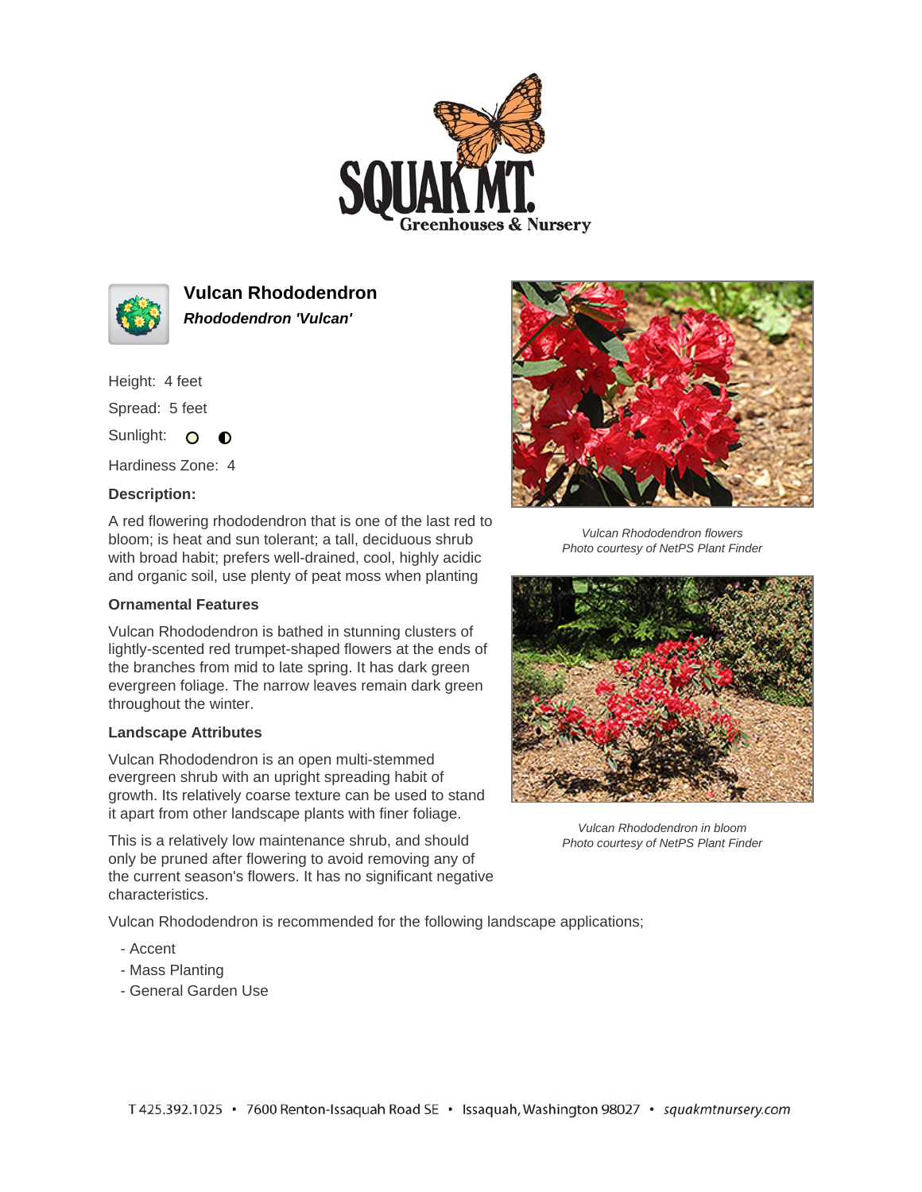# Vulcan Rhododendron

***Rhododendron 'Vulcan'***

Height: 4 feet

Spread: 5 feet

Sunlight:

Hardiness Zone: 4

**Description:**

A red flowering rhododendron that is one of the last red to bloom; is heat and sun tolerant; a tall, deciduous shrub with broad habit; prefers well-drained, cool, highly acidic and organic soil, use plenty of peat moss when planting

### Ornamental Features

Vulcan Rhododendron is bathed in stunning clusters of lightly-scented red trumpet-shaped flowers at the ends of the branches from mid to late spring. It has dark green evergreen foliage. The narrow leaves remain dark green throughout the winter.

### Landscape Attributes

Vulcan Rhododendron is an open multi-stemmed evergreen shrub with an upright spreading habit of growth. Its relatively coarse texture can be used to stand it apart from other landscape plants with finer foliage.

This is a relatively low maintenance shrub, and should only be pruned after flowering to avoid removing any of the current season's flowers. It has no significant negative characteristics.

Vulcan Rhododendron is recommended for the following landscape applications;

- Accent
- Mass Planting
- General Garden Use

*Vulcan Rhododendron flowers*
*Photo courtesy of NetPS Plant Finder*

*Vulcan Rhododendron in bloom*
*Photo courtesy of NetPS Plant Finder*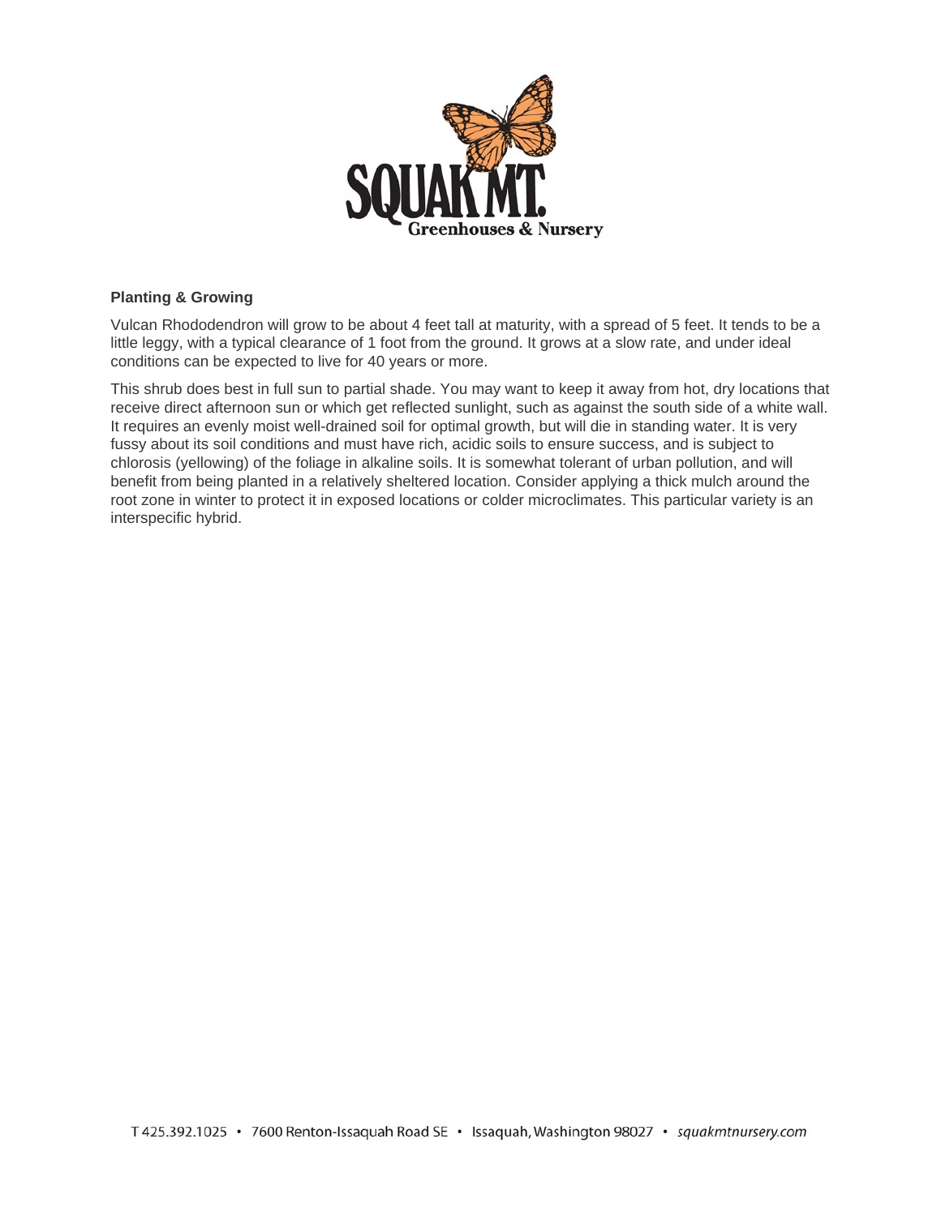## Planting & Growing

Vulcan Rhododendron will grow to be about 4 feet tall at maturity, with a spread of 5 feet. It tends to be a little leggy, with a typical clearance of 1 foot from the ground. It grows at a slow rate, and under ideal conditions can be expected to live for 40 years or more.

This shrub does best in full sun to partial shade. You may want to keep it away from hot, dry locations that receive direct afternoon sun or which get reflected sunlight, such as against the south side of a white wall. It requires an evenly moist well-drained soil for optimal growth, but will die in standing water. It is very fussy about its soil conditions and must have rich, acidic soils to ensure success, and is subject to chlorosis (yellowing) of the foliage in alkaline soils. It is somewhat tolerant of urban pollution, and will benefit from being planted in a relatively sheltered location. Consider applying a thick mulch around the root zone in winter to protect it in exposed locations or colder microclimates. This particular variety is an interspecific hybrid.